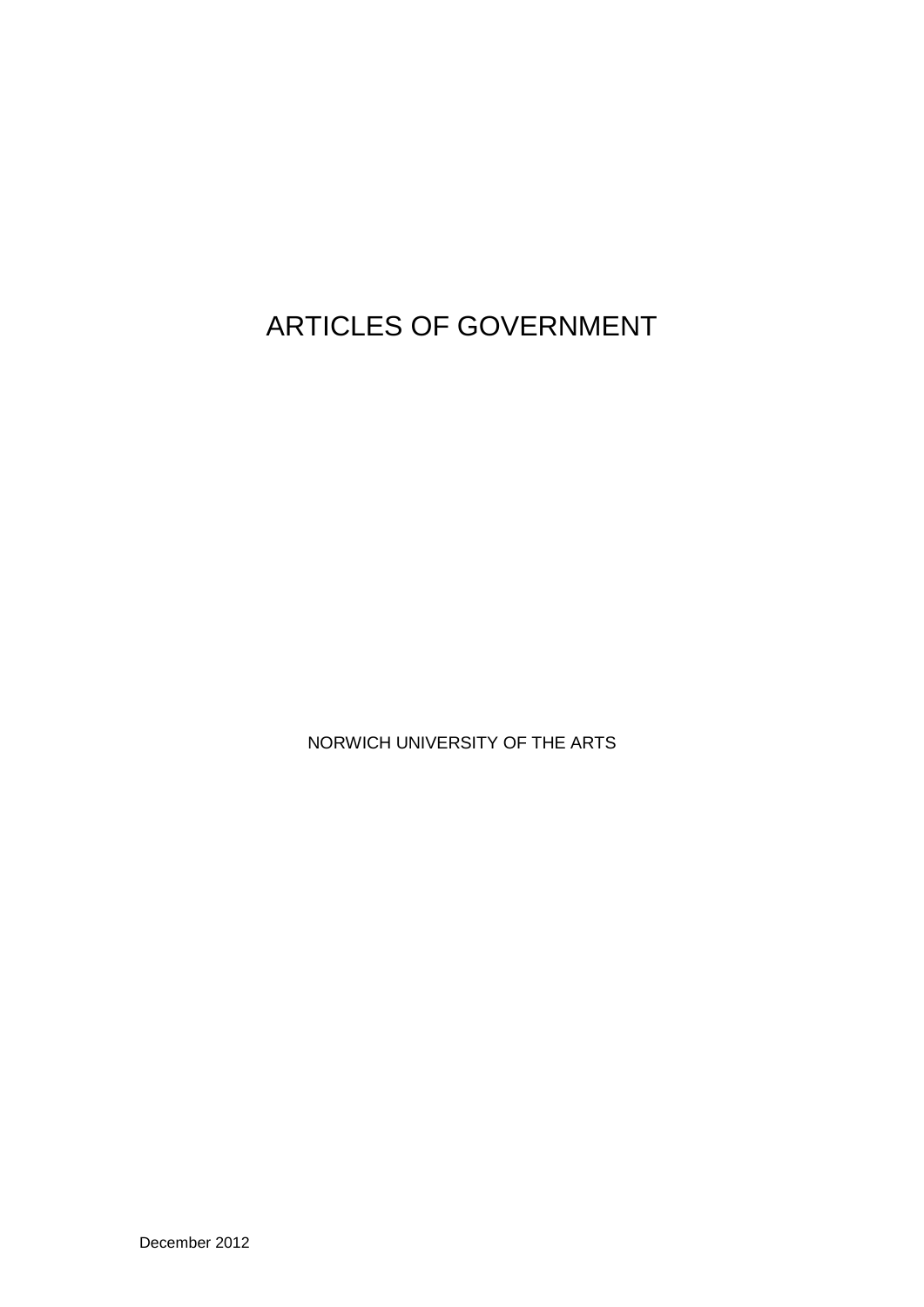# ARTICLES OF GOVERNMENT

NORWICH UNIVERSITY OF THE ARTS

December 2012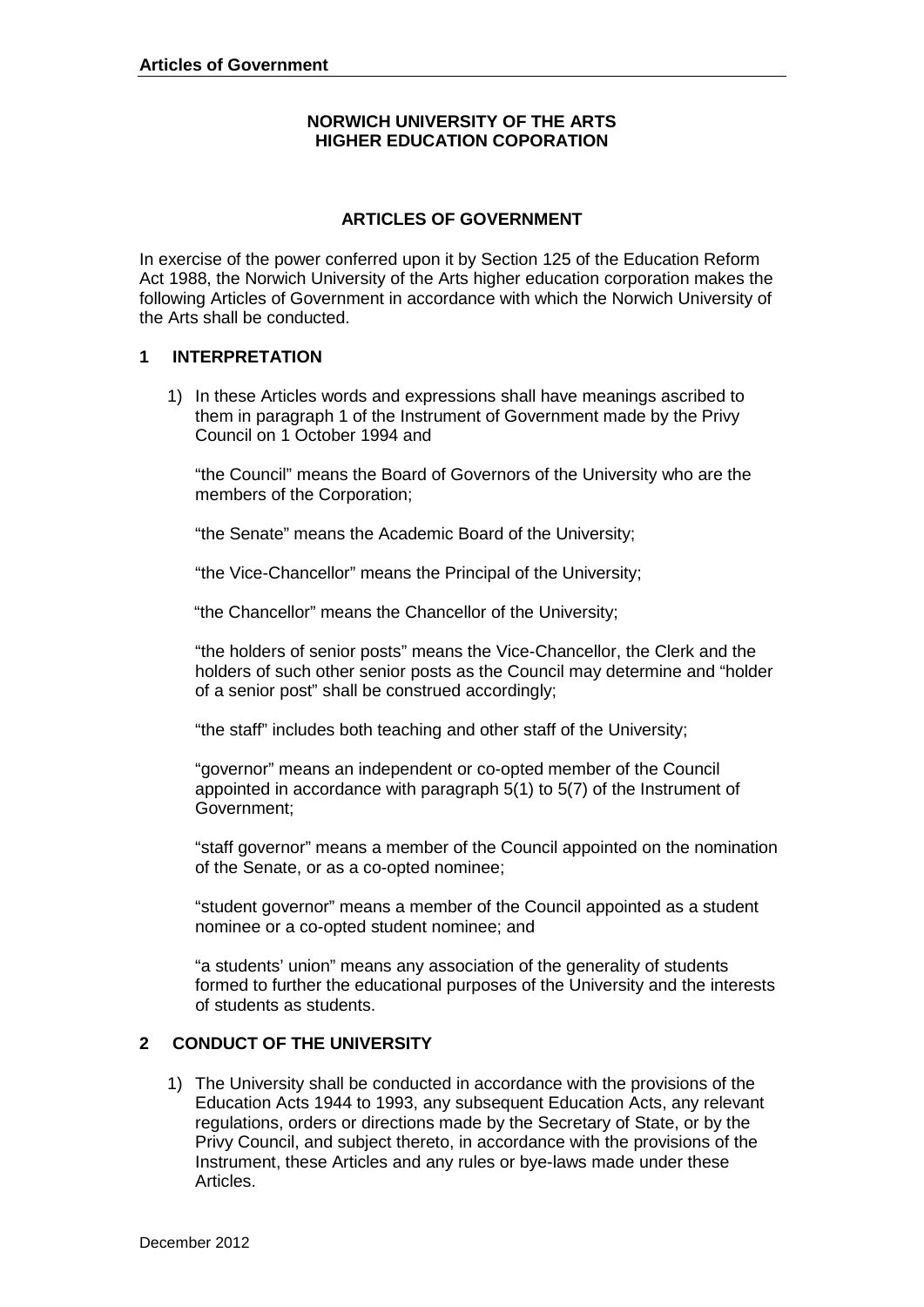**NORWICH UNIVERSITY OF THE ARTS**
**HIGHER EDUCATION COPORATION**

## ARTICLES OF GOVERNMENT

In exercise of the power conferred upon it by Section 125 of the Education Reform Act 1988, the Norwich University of the Arts higher education corporation makes the following Articles of Government in accordance with which the Norwich University of the Arts shall be conducted.

### 1 INTERPRETATION

1) In these Articles words and expressions shall have meanings ascribed to them in paragraph 1 of the Instrument of Government made by the Privy Council on 1 October 1994 and

"the Council" means the Board of Governors of the University who are the members of the Corporation;

"the Senate" means the Academic Board of the University;

"the Vice-Chancellor" means the Principal of the University;

"the Chancellor" means the Chancellor of the University;

"the holders of senior posts" means the Vice-Chancellor, the Clerk and the holders of such other senior posts as the Council may determine and "holder of a senior post" shall be construed accordingly;

"the staff" includes both teaching and other staff of the University;

"governor" means an independent or co-opted member of the Council appointed in accordance with paragraph 5(1) to 5(7) of the Instrument of Government;

"staff governor" means a member of the Council appointed on the nomination of the Senate, or as a co-opted nominee;

"student governor" means a member of the Council appointed as a student nominee or a co-opted student nominee; and

"a students' union" means any association of the generality of students formed to further the educational purposes of the University and the interests of students as students.

### 2 CONDUCT OF THE UNIVERSITY

1) The University shall be conducted in accordance with the provisions of the Education Acts 1944 to 1993, any subsequent Education Acts, any relevant regulations, orders or directions made by the Secretary of State, or by the Privy Council, and subject thereto, in accordance with the provisions of the Instrument, these Articles and any rules or bye-laws made under these Articles.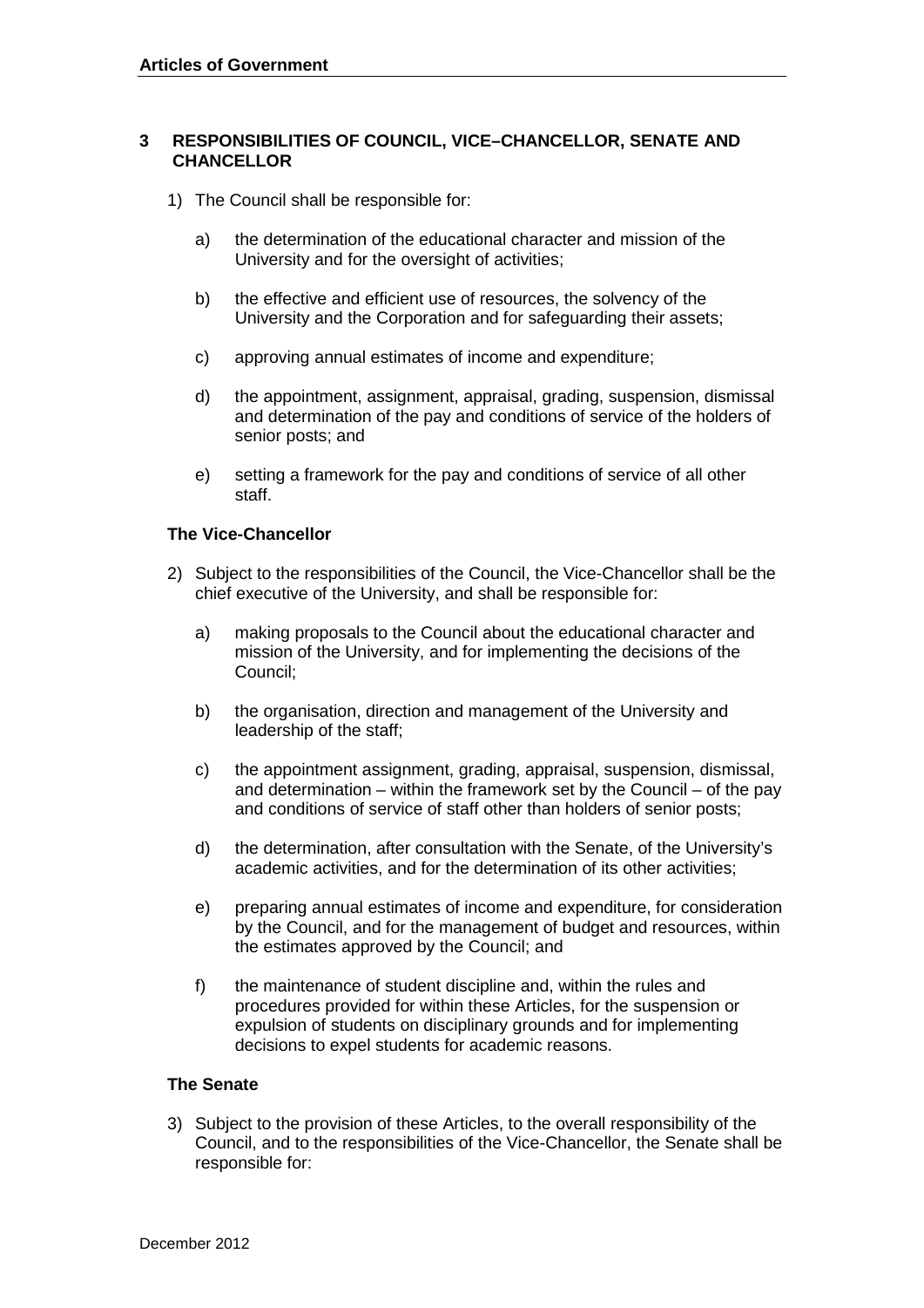## 3 RESPONSIBILITIES OF COUNCIL, VICE–CHANCELLOR, SENATE AND CHANCELLOR

1) The Council shall be responsible for:

   a) the determination of the educational character and mission of the University and for the oversight of activities;

   b) the effective and efficient use of resources, the solvency of the University and the Corporation and for safeguarding their assets;

   c) approving annual estimates of income and expenditure;

   d) the appointment, assignment, appraisal, grading, suspension, dismissal and determination of the pay and conditions of service of the holders of senior posts; and

   e) setting a framework for the pay and conditions of service of all other staff.

### The Vice-Chancellor

2) Subject to the responsibilities of the Council, the Vice-Chancellor shall be the chief executive of the University, and shall be responsible for:

   a) making proposals to the Council about the educational character and mission of the University, and for implementing the decisions of the Council;

   b) the organisation, direction and management of the University and leadership of the staff;

   c) the appointment assignment, grading, appraisal, suspension, dismissal, and determination – within the framework set by the Council – of the pay and conditions of service of staff other than holders of senior posts;

   d) the determination, after consultation with the Senate, of the University's academic activities, and for the determination of its other activities;

   e) preparing annual estimates of income and expenditure, for consideration by the Council, and for the management of budget and resources, within the estimates approved by the Council; and

   f) the maintenance of student discipline and, within the rules and procedures provided for within these Articles, for the suspension or expulsion of students on disciplinary grounds and for implementing decisions to expel students for academic reasons.

### The Senate

3) Subject to the provision of these Articles, to the overall responsibility of the Council, and to the responsibilities of the Vice-Chancellor, the Senate shall be responsible for: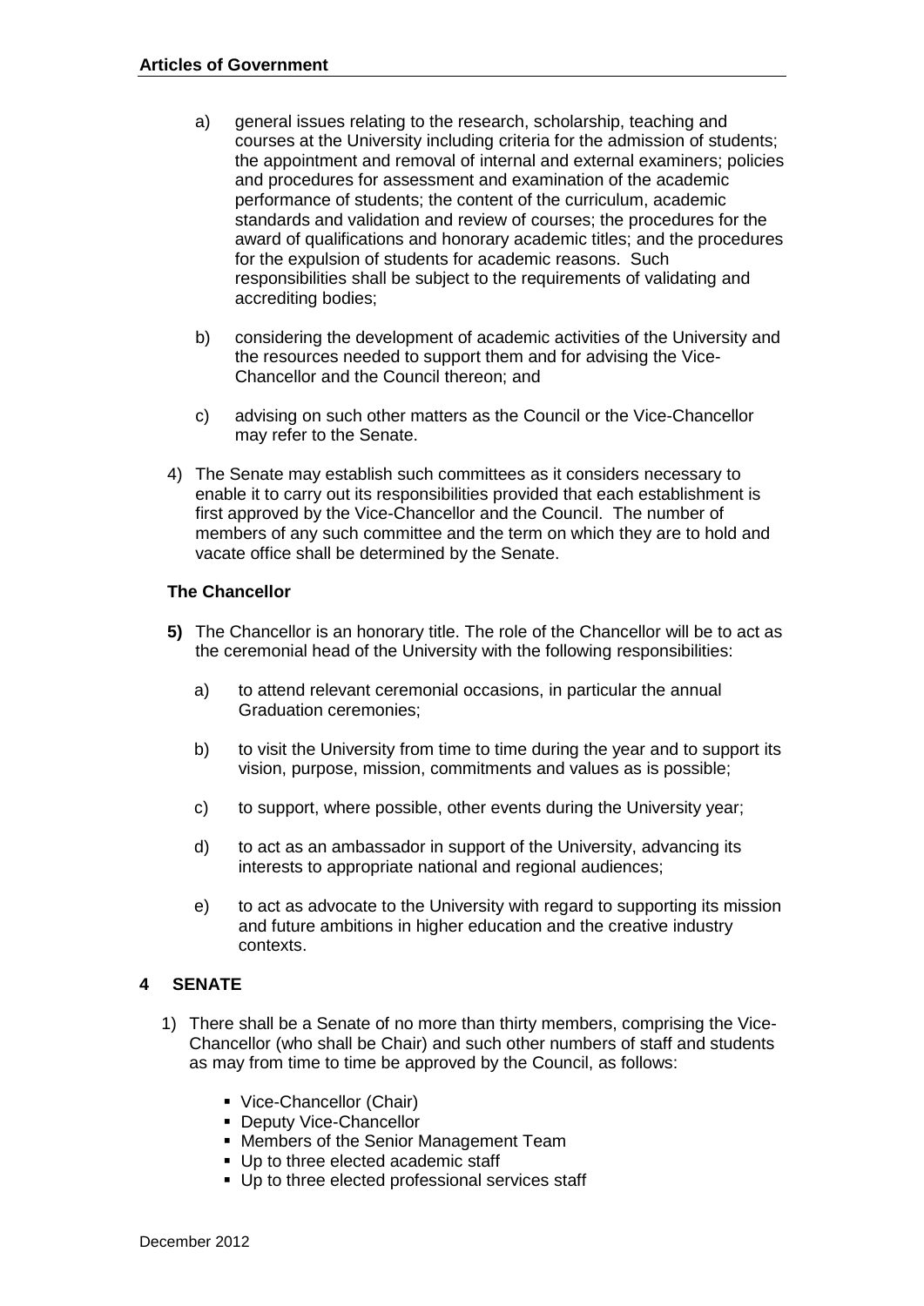a) general issues relating to the research, scholarship, teaching and courses at the University including criteria for the admission of students; the appointment and removal of internal and external examiners; policies and procedures for assessment and examination of the academic performance of students; the content of the curriculum, academic standards and validation and review of courses; the procedures for the award of qualifications and honorary academic titles; and the procedures for the expulsion of students for academic reasons. Such responsibilities shall be subject to the requirements of validating and accrediting bodies;

b) considering the development of academic activities of the University and the resources needed to support them and for advising the Vice-Chancellor and the Council thereon; and

c) advising on such other matters as the Council or the Vice-Chancellor may refer to the Senate.

4) The Senate may establish such committees as it considers necessary to enable it to carry out its responsibilities provided that each establishment is first approved by the Vice-Chancellor and the Council. The number of members of any such committee and the term on which they are to hold and vacate office shall be determined by the Senate.

**The Chancellor**

**5)** The Chancellor is an honorary title. The role of the Chancellor will be to act as the ceremonial head of the University with the following responsibilities:

a) to attend relevant ceremonial occasions, in particular the annual Graduation ceremonies;

b) to visit the University from time to time during the year and to support its vision, purpose, mission, commitments and values as is possible;

c) to support, where possible, other events during the University year;

d) to act as an ambassador in support of the University, advancing its interests to appropriate national and regional audiences;

e) to act as advocate to the University with regard to supporting its mission and future ambitions in higher education and the creative industry contexts.

## 4 SENATE

1) There shall be a Senate of no more than thirty members, comprising the Vice-Chancellor (who shall be Chair) and such other numbers of staff and students as may from time to time be approved by the Council, as follows:

- Vice-Chancellor (Chair)
- Deputy Vice-Chancellor
- Members of the Senior Management Team
- Up to three elected academic staff
- Up to three elected professional services staff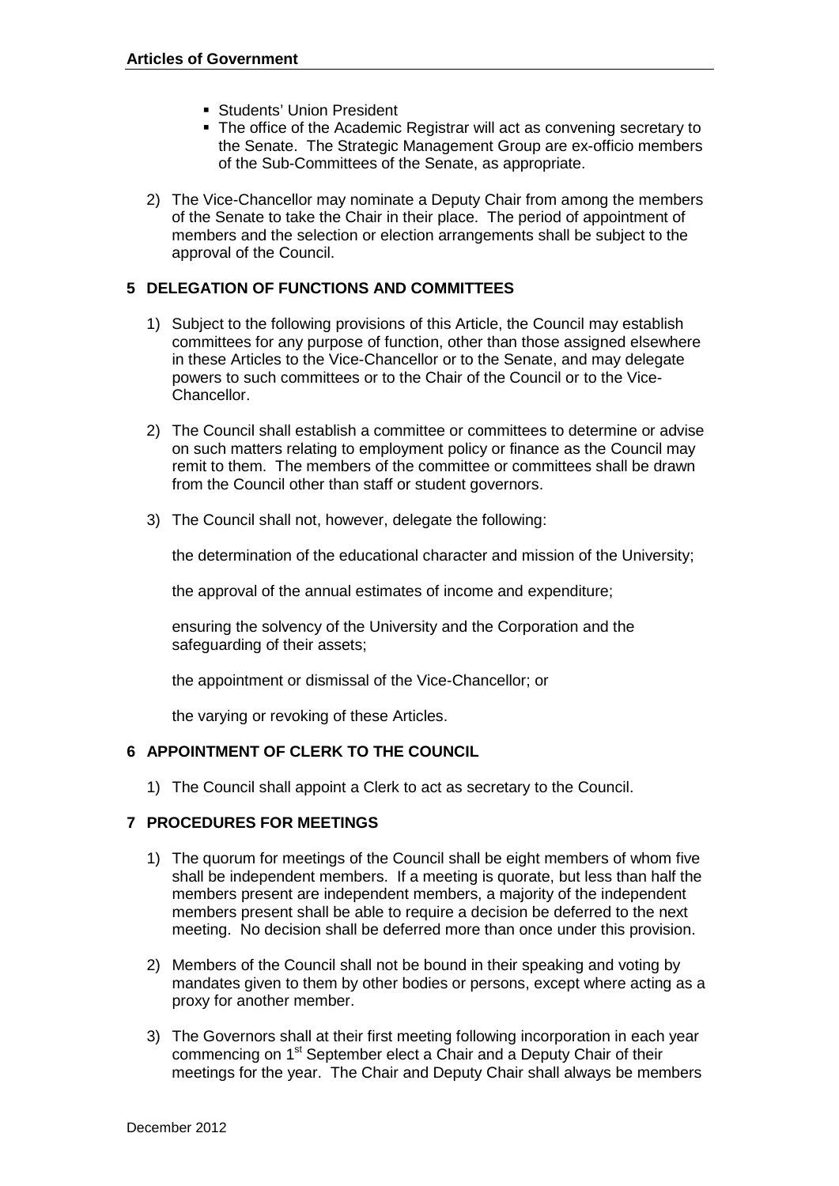- Students' Union President
- The office of the Academic Registrar will act as convening secretary to the Senate. The Strategic Management Group are ex-officio members of the Sub-Committees of the Senate, as appropriate.

2) The Vice-Chancellor may nominate a Deputy Chair from among the members of the Senate to take the Chair in their place. The period of appointment of members and the selection or election arrangements shall be subject to the approval of the Council.

## 5 DELEGATION OF FUNCTIONS AND COMMITTEES

1) Subject to the following provisions of this Article, the Council may establish committees for any purpose of function, other than those assigned elsewhere in these Articles to the Vice-Chancellor or to the Senate, and may delegate powers to such committees or to the Chair of the Council or to the Vice-Chancellor.

2) The Council shall establish a committee or committees to determine or advise on such matters relating to employment policy or finance as the Council may remit to them. The members of the committee or committees shall be drawn from the Council other than staff or student governors.

3) The Council shall not, however, delegate the following:

   the determination of the educational character and mission of the University;

   the approval of the annual estimates of income and expenditure;

   ensuring the solvency of the University and the Corporation and the safeguarding of their assets;

   the appointment or dismissal of the Vice-Chancellor; or

   the varying or revoking of these Articles.

## 6 APPOINTMENT OF CLERK TO THE COUNCIL

1) The Council shall appoint a Clerk to act as secretary to the Council.

## 7 PROCEDURES FOR MEETINGS

1) The quorum for meetings of the Council shall be eight members of whom five shall be independent members. If a meeting is quorate, but less than half the members present are independent members, a majority of the independent members present shall be able to require a decision be deferred to the next meeting. No decision shall be deferred more than once under this provision.

2) Members of the Council shall not be bound in their speaking and voting by mandates given to them by other bodies or persons, except where acting as a proxy for another member.

3) The Governors shall at their first meeting following incorporation in each year commencing on 1st September elect a Chair and a Deputy Chair of their meetings for the year. The Chair and Deputy Chair shall always be members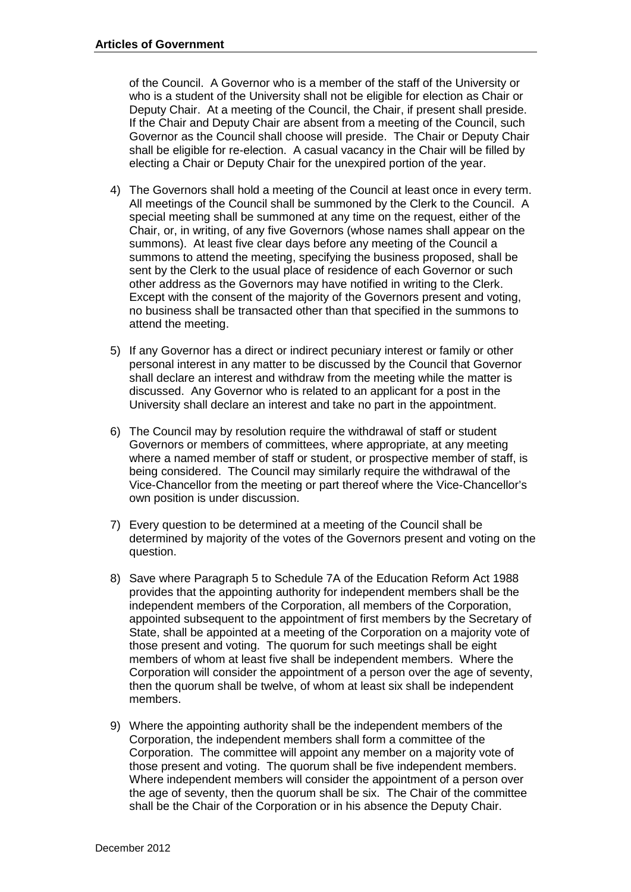of the Council. A Governor who is a member of the staff of the University or who is a student of the University shall not be eligible for election as Chair or Deputy Chair. At a meeting of the Council, the Chair, if present shall preside. If the Chair and Deputy Chair are absent from a meeting of the Council, such Governor as the Council shall choose will preside. The Chair or Deputy Chair shall be eligible for re-election. A casual vacancy in the Chair will be filled by electing a Chair or Deputy Chair for the unexpired portion of the year.

4) The Governors shall hold a meeting of the Council at least once in every term. All meetings of the Council shall be summoned by the Clerk to the Council. A special meeting shall be summoned at any time on the request, either of the Chair, or, in writing, of any five Governors (whose names shall appear on the summons). At least five clear days before any meeting of the Council a summons to attend the meeting, specifying the business proposed, shall be sent by the Clerk to the usual place of residence of each Governor or such other address as the Governors may have notified in writing to the Clerk. Except with the consent of the majority of the Governors present and voting, no business shall be transacted other than that specified in the summons to attend the meeting.

5) If any Governor has a direct or indirect pecuniary interest or family or other personal interest in any matter to be discussed by the Council that Governor shall declare an interest and withdraw from the meeting while the matter is discussed. Any Governor who is related to an applicant for a post in the University shall declare an interest and take no part in the appointment.

6) The Council may by resolution require the withdrawal of staff or student Governors or members of committees, where appropriate, at any meeting where a named member of staff or student, or prospective member of staff, is being considered. The Council may similarly require the withdrawal of the Vice-Chancellor from the meeting or part thereof where the Vice-Chancellor's own position is under discussion.

7) Every question to be determined at a meeting of the Council shall be determined by majority of the votes of the Governors present and voting on the question.

8) Save where Paragraph 5 to Schedule 7A of the Education Reform Act 1988 provides that the appointing authority for independent members shall be the independent members of the Corporation, all members of the Corporation, appointed subsequent to the appointment of first members by the Secretary of State, shall be appointed at a meeting of the Corporation on a majority vote of those present and voting. The quorum for such meetings shall be eight members of whom at least five shall be independent members. Where the Corporation will consider the appointment of a person over the age of seventy, then the quorum shall be twelve, of whom at least six shall be independent members.

9) Where the appointing authority shall be the independent members of the Corporation, the independent members shall form a committee of the Corporation. The committee will appoint any member on a majority vote of those present and voting. The quorum shall be five independent members. Where independent members will consider the appointment of a person over the age of seventy, then the quorum shall be six. The Chair of the committee shall be the Chair of the Corporation or in his absence the Deputy Chair.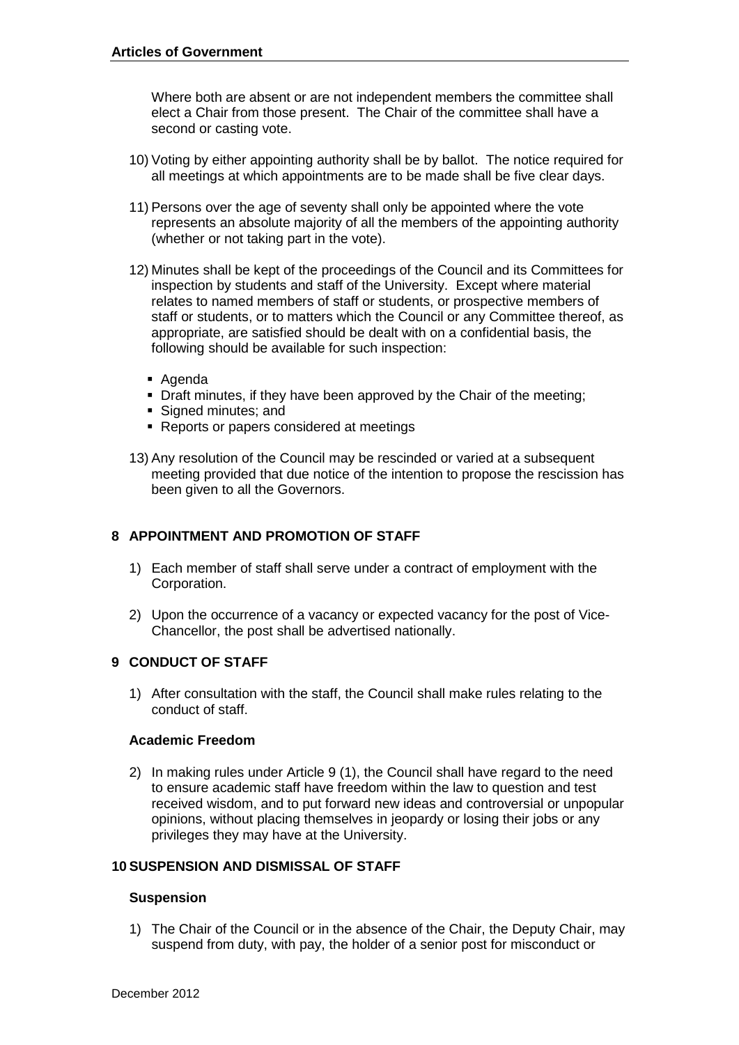Where both are absent or are not independent members the committee shall elect a Chair from those present. The Chair of the committee shall have a second or casting vote.

10) Voting by either appointing authority shall be by ballot. The notice required for all meetings at which appointments are to be made shall be five clear days.

11) Persons over the age of seventy shall only be appointed where the vote represents an absolute majority of all the members of the appointing authority (whether or not taking part in the vote).

12) Minutes shall be kept of the proceedings of the Council and its Committees for inspection by students and staff of the University. Except where material relates to named members of staff or students, or prospective members of staff or students, or to matters which the Council or any Committee thereof, as appropriate, are satisfied should be dealt with on a confidential basis, the following should be available for such inspection:

    - Agenda
    - Draft minutes, if they have been approved by the Chair of the meeting;
    - Signed minutes; and
    - Reports or papers considered at meetings

13) Any resolution of the Council may be rescinded or varied at a subsequent meeting provided that due notice of the intention to propose the rescission has been given to all the Governors.

## 8 APPOINTMENT AND PROMOTION OF STAFF

1) Each member of staff shall serve under a contract of employment with the Corporation.

2) Upon the occurrence of a vacancy or expected vacancy for the post of Vice-Chancellor, the post shall be advertised nationally.

## 9 CONDUCT OF STAFF

1) After consultation with the staff, the Council shall make rules relating to the conduct of staff.

### Academic Freedom

2) In making rules under Article 9 (1), the Council shall have regard to the need to ensure academic staff have freedom within the law to question and test received wisdom, and to put forward new ideas and controversial or unpopular opinions, without placing themselves in jeopardy or losing their jobs or any privileges they may have at the University.

## 10 SUSPENSION AND DISMISSAL OF STAFF

### Suspension

1) The Chair of the Council or in the absence of the Chair, the Deputy Chair, may suspend from duty, with pay, the holder of a senior post for misconduct or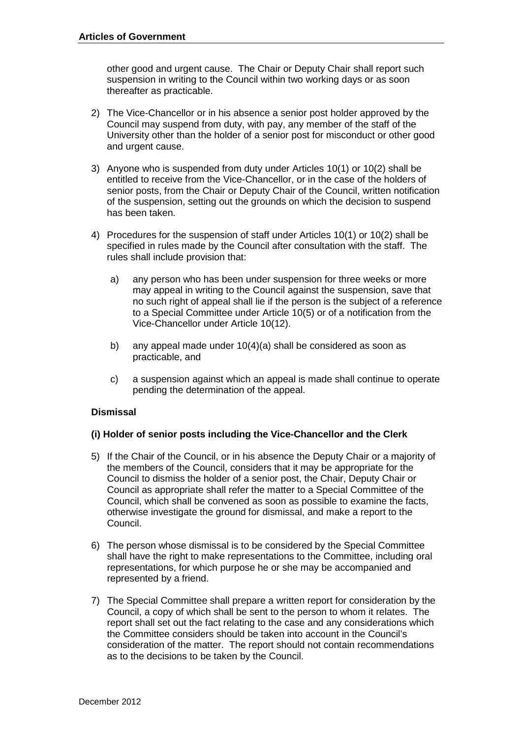other good and urgent cause. The Chair or Deputy Chair shall report such suspension in writing to the Council within two working days or as soon thereafter as practicable.

2) The Vice-Chancellor or in his absence a senior post holder approved by the Council may suspend from duty, with pay, any member of the staff of the University other than the holder of a senior post for misconduct or other good and urgent cause.

3) Anyone who is suspended from duty under Articles 10(1) or 10(2) shall be entitled to receive from the Vice-Chancellor, or in the case of the holders of senior posts, from the Chair or Deputy Chair of the Council, written notification of the suspension, setting out the grounds on which the decision to suspend has been taken.

4) Procedures for the suspension of staff under Articles 10(1) or 10(2) shall be specified in rules made by the Council after consultation with the staff. The rules shall include provision that:

   a) any person who has been under suspension for three weeks or more may appeal in writing to the Council against the suspension, save that no such right of appeal shall lie if the person is the subject of a reference to a Special Committee under Article 10(5) or of a notification from the Vice-Chancellor under Article 10(12).

   b) any appeal made under 10(4)(a) shall be considered as soon as practicable, and

   c) a suspension against which an appeal is made shall continue to operate pending the determination of the appeal.

**Dismissal**

**(i) Holder of senior posts including the Vice-Chancellor and the Clerk**

5) If the Chair of the Council, or in his absence the Deputy Chair or a majority of the members of the Council, considers that it may be appropriate for the Council to dismiss the holder of a senior post, the Chair, Deputy Chair or Council as appropriate shall refer the matter to a Special Committee of the Council, which shall be convened as soon as possible to examine the facts, otherwise investigate the ground for dismissal, and make a report to the Council.

6) The person whose dismissal is to be considered by the Special Committee shall have the right to make representations to the Committee, including oral representations, for which purpose he or she may be accompanied and represented by a friend.

7) The Special Committee shall prepare a written report for consideration by the Council, a copy of which shall be sent to the person to whom it relates. The report shall set out the fact relating to the case and any considerations which the Committee considers should be taken into account in the Council's consideration of the matter. The report should not contain recommendations as to the decisions to be taken by the Council.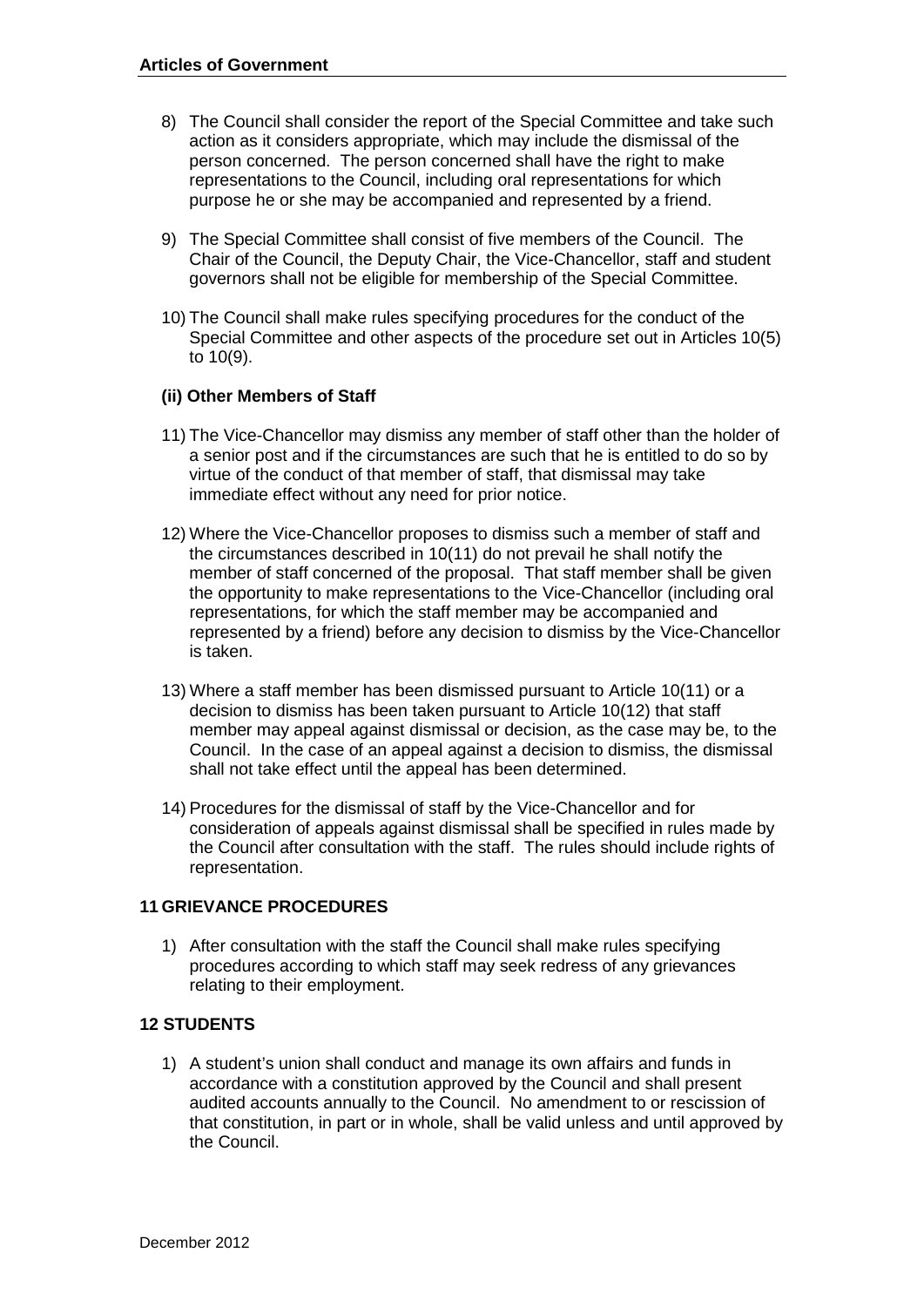8) The Council shall consider the report of the Special Committee and take such action as it considers appropriate, which may include the dismissal of the person concerned. The person concerned shall have the right to make representations to the Council, including oral representations for which purpose he or she may be accompanied and represented by a friend.

9) The Special Committee shall consist of five members of the Council. The Chair of the Council, the Deputy Chair, the Vice-Chancellor, staff and student governors shall not be eligible for membership of the Special Committee.

10) The Council shall make rules specifying procedures for the conduct of the Special Committee and other aspects of the procedure set out in Articles 10(5) to 10(9).

**(ii) Other Members of Staff**

11) The Vice-Chancellor may dismiss any member of staff other than the holder of a senior post and if the circumstances are such that he is entitled to do so by virtue of the conduct of that member of staff, that dismissal may take immediate effect without any need for prior notice.

12) Where the Vice-Chancellor proposes to dismiss such a member of staff and the circumstances described in 10(11) do not prevail he shall notify the member of staff concerned of the proposal. That staff member shall be given the opportunity to make representations to the Vice-Chancellor (including oral representations, for which the staff member may be accompanied and represented by a friend) before any decision to dismiss by the Vice-Chancellor is taken.

13) Where a staff member has been dismissed pursuant to Article 10(11) or a decision to dismiss has been taken pursuant to Article 10(12) that staff member may appeal against dismissal or decision, as the case may be, to the Council. In the case of an appeal against a decision to dismiss, the dismissal shall not take effect until the appeal has been determined.

14) Procedures for the dismissal of staff by the Vice-Chancellor and for consideration of appeals against dismissal shall be specified in rules made by the Council after consultation with the staff. The rules should include rights of representation.

## 11 GRIEVANCE PROCEDURES

1) After consultation with the staff the Council shall make rules specifying procedures according to which staff may seek redress of any grievances relating to their employment.

## 12 STUDENTS

1) A student's union shall conduct and manage its own affairs and funds in accordance with a constitution approved by the Council and shall present audited accounts annually to the Council. No amendment to or rescission of that constitution, in part or in whole, shall be valid unless and until approved by the Council.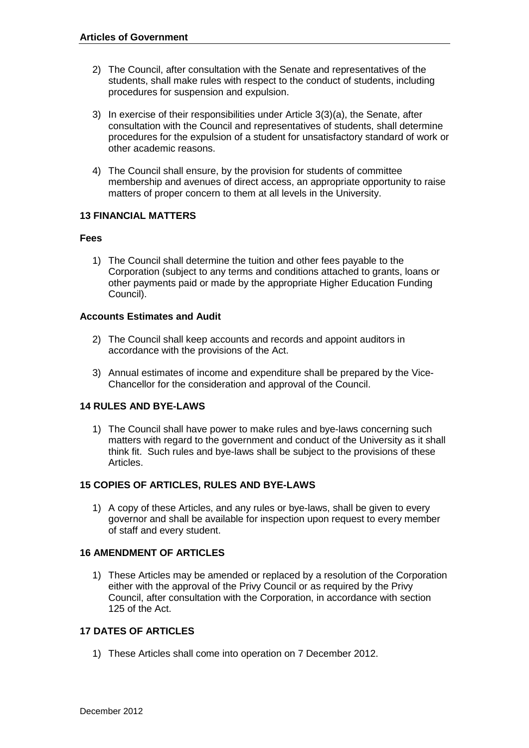2) The Council, after consultation with the Senate and representatives of the students, shall make rules with respect to the conduct of students, including procedures for suspension and expulsion.

3) In exercise of their responsibilities under Article 3(3)(a), the Senate, after consultation with the Council and representatives of students, shall determine procedures for the expulsion of a student for unsatisfactory standard of work or other academic reasons.

4) The Council shall ensure, by the provision for students of committee membership and avenues of direct access, an appropriate opportunity to raise matters of proper concern to them at all levels in the University.

## 13 FINANCIAL MATTERS

### Fees

1) The Council shall determine the tuition and other fees payable to the Corporation (subject to any terms and conditions attached to grants, loans or other payments paid or made by the appropriate Higher Education Funding Council).

### Accounts Estimates and Audit

2) The Council shall keep accounts and records and appoint auditors in accordance with the provisions of the Act.

3) Annual estimates of income and expenditure shall be prepared by the Vice-Chancellor for the consideration and approval of the Council.

## 14 RULES AND BYE-LAWS

1) The Council shall have power to make rules and bye-laws concerning such matters with regard to the government and conduct of the University as it shall think fit. Such rules and bye-laws shall be subject to the provisions of these Articles.

## 15 COPIES OF ARTICLES, RULES AND BYE-LAWS

1) A copy of these Articles, and any rules or bye-laws, shall be given to every governor and shall be available for inspection upon request to every member of staff and every student.

## 16 AMENDMENT OF ARTICLES

1) These Articles may be amended or replaced by a resolution of the Corporation either with the approval of the Privy Council or as required by the Privy Council, after consultation with the Corporation, in accordance with section 125 of the Act.

## 17 DATES OF ARTICLES

1) These Articles shall come into operation on 7 December 2012.